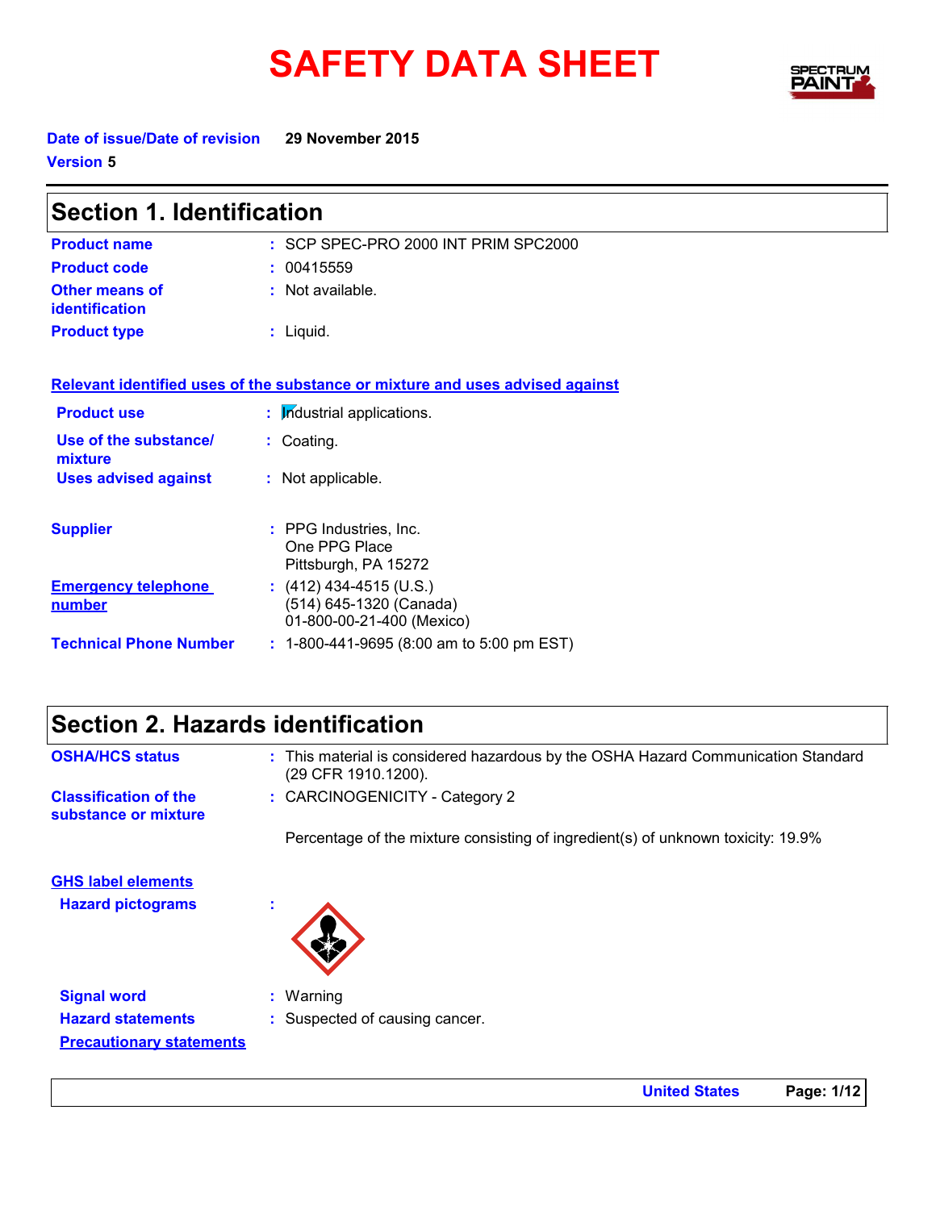# SAFETY DATA SHEET

**Date of issue/Date of revision** 29 November 2015

**Version** 5

## Section 1. Identification

**Product name** : SCP SPEC-PRO 2000 INT PRIM SPC2000

**Product code** : 00415559

**Other means of identification** : Not available.

**Product type** : Liquid.

**Relevant identified uses of the substance or mixture and uses advised against**

**Product use** : Industrial applications.

**Use of the substance/ mixture** : Coating.

**Uses advised against** : Not applicable.

**Supplier** : PPG Industries, Inc.
One PPG Place
Pittsburgh, PA 15272

**Emergency telephone number** : (412) 434-4515 (U.S.)
(514) 645-1320 (Canada)
01-800-00-21-400 (Mexico)

**Technical Phone Number** : 1-800-441-9695 (8:00 am to 5:00 pm EST)

## Section 2. Hazards identification

**OSHA/HCS status** : This material is considered hazardous by the OSHA Hazard Communication Standard (29 CFR 1910.1200).

**Classification of the substance or mixture** : CARCINOGENICITY - Category 2

Percentage of the mixture consisting of ingredient(s) of unknown toxicity: 19.9%

**GHS label elements**

**Hazard pictograms** :

**Signal word** : Warning

**Hazard statements** : Suspected of causing cancer.

**Precautionary statements**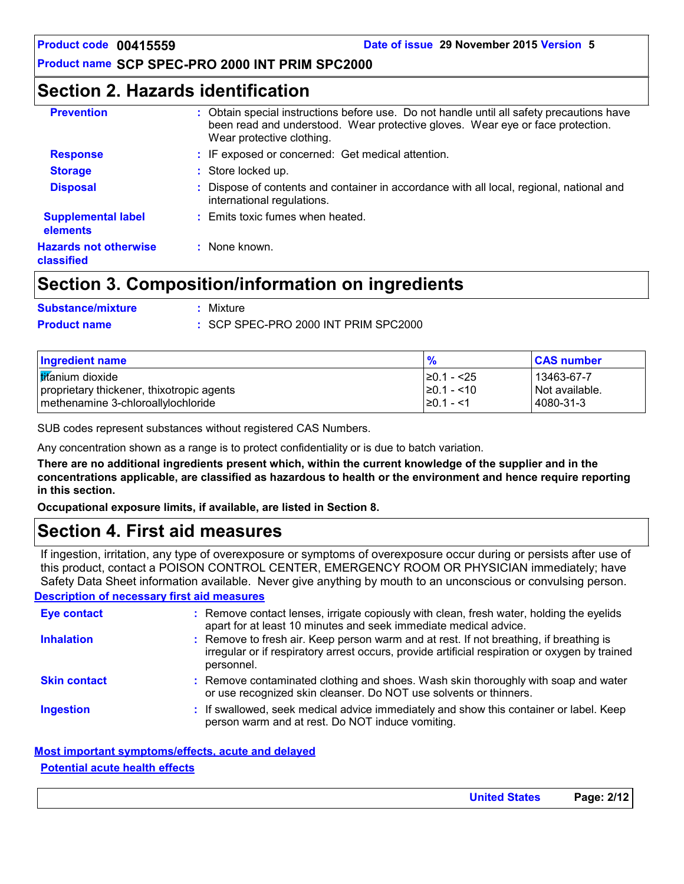## Section 2. Hazards identification

**Prevention** : Obtain special instructions before use. Do not handle until all safety precautions have been read and understood. Wear protective gloves. Wear eye or face protection. Wear protective clothing.

**Response** : IF exposed or concerned: Get medical attention.

**Storage** : Store locked up.

**Disposal** : Dispose of contents and container in accordance with all local, regional, national and international regulations.

**Supplemental label elements** : Emits toxic fumes when heated.

**Hazards not otherwise classified** : None known.

## Section 3. Composition/information on ingredients

**Substance/mixture** : Mixture

**Product name** : SCP SPEC-PRO 2000 INT PRIM SPC2000

| Ingredient name | % | CAS number |
|---|---|---|
| titanium dioxide | ≥0.1 - <25 | 13463-67-7 |
| proprietary thickener, thixotropic agents | ≥0.1 - <10 | Not available. |
| methenamine 3-chloroallylochloride | ≥0.1 - <1 | 4080-31-3 |

SUB codes represent substances without registered CAS Numbers.

Any concentration shown as a range is to protect confidentiality or is due to batch variation.

**There are no additional ingredients present which, within the current knowledge of the supplier and in the concentrations applicable, are classified as hazardous to health or the environment and hence require reporting in this section.**

**Occupational exposure limits, if available, are listed in Section 8.**

## Section 4. First aid measures

If ingestion, irritation, any type of overexposure or symptoms of overexposure occur during or persists after use of this product, contact a POISON CONTROL CENTER, EMERGENCY ROOM OR PHYSICIAN immediately; have Safety Data Sheet information available. Never give anything by mouth to an unconscious or convulsing person.

### Description of necessary first aid measures

**Eye contact** : Remove contact lenses, irrigate copiously with clean, fresh water, holding the eyelids apart for at least 10 minutes and seek immediate medical advice.

**Inhalation** : Remove to fresh air. Keep person warm and at rest. If not breathing, if breathing is irregular or if respiratory arrest occurs, provide artificial respiration or oxygen by trained personnel.

**Skin contact** : Remove contaminated clothing and shoes. Wash skin thoroughly with soap and water or use recognized skin cleanser. Do NOT use solvents or thinners.

**Ingestion** : If swallowed, seek medical advice immediately and show this container or label. Keep person warm and at rest. Do NOT induce vomiting.

### Most important symptoms/effects, acute and delayed

#### Potential acute health effects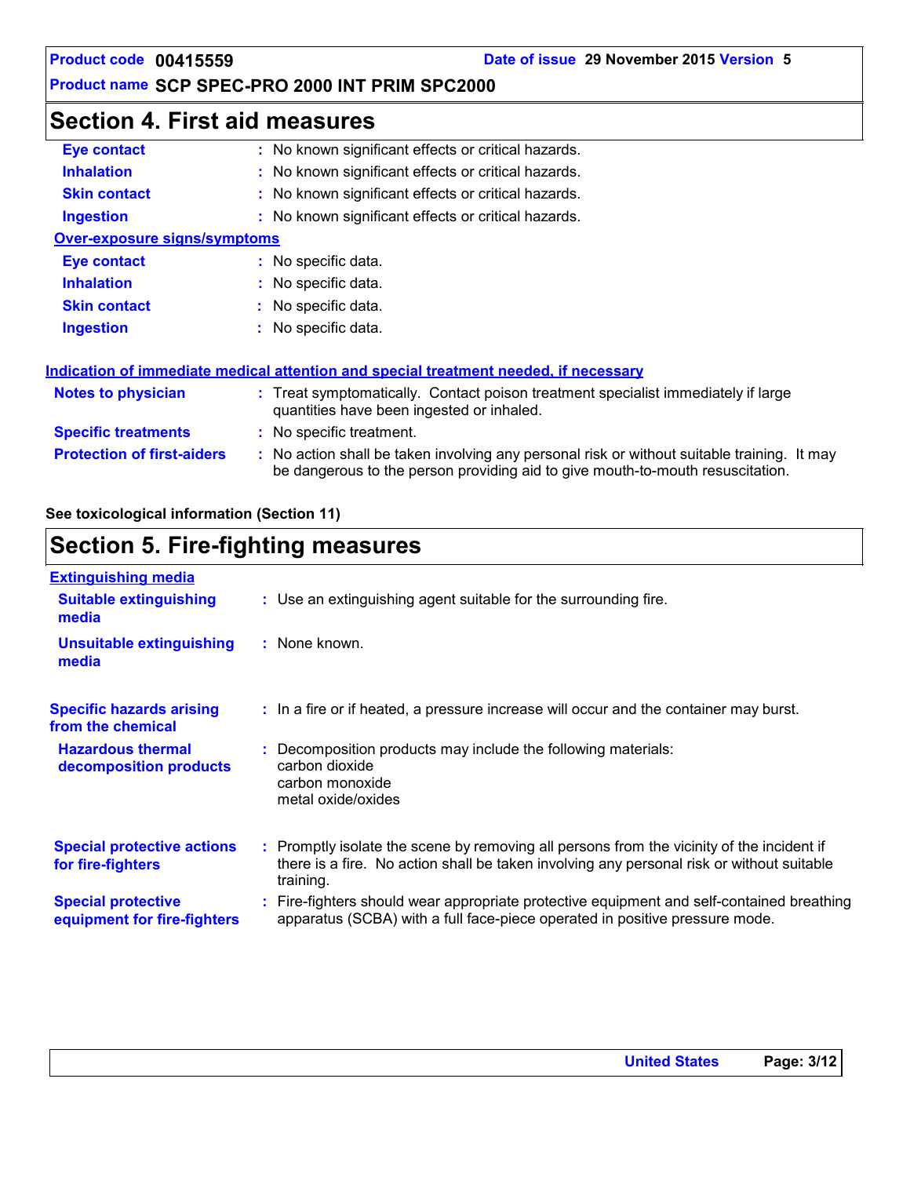## Section 4. First aid measures

| | |
|---|---|
| **Eye contact** | No known significant effects or critical hazards. |
| **Inhalation** | No known significant effects or critical hazards. |
| **Skin contact** | No known significant effects or critical hazards. |
| **Ingestion** | No known significant effects or critical hazards. |

**Over-exposure signs/symptoms**

| | |
|---|---|
| **Eye contact** | No specific data. |
| **Inhalation** | No specific data. |
| **Skin contact** | No specific data. |
| **Ingestion** | No specific data. |

**Indication of immediate medical attention and special treatment needed, if necessary**

| | |
|---|---|
| **Notes to physician** | Treat symptomatically. Contact poison treatment specialist immediately if large quantities have been ingested or inhaled. |
| **Specific treatments** | No specific treatment. |
| **Protection of first-aiders** | No action shall be taken involving any personal risk or without suitable training. It may be dangerous to the person providing aid to give mouth-to-mouth resuscitation. |

**See toxicological information (Section 11)**

## Section 5. Fire-fighting measures

**Extinguishing media**

| | |
|---|---|
| **Suitable extinguishing media** | Use an extinguishing agent suitable for the surrounding fire. |
| **Unsuitable extinguishing media** | None known. |

| | |
|---|---|
| **Specific hazards arising from the chemical** | In a fire or if heated, a pressure increase will occur and the container may burst. |
| **Hazardous thermal decomposition products** | Decomposition products may include the following materials:<br>carbon dioxide<br>carbon monoxide<br>metal oxide/oxides |
| **Special protective actions for fire-fighters** | Promptly isolate the scene by removing all persons from the vicinity of the incident if there is a fire. No action shall be taken involving any personal risk or without suitable training. |
| **Special protective equipment for fire-fighters** | Fire-fighters should wear appropriate protective equipment and self-contained breathing apparatus (SCBA) with a full face-piece operated in positive pressure mode. |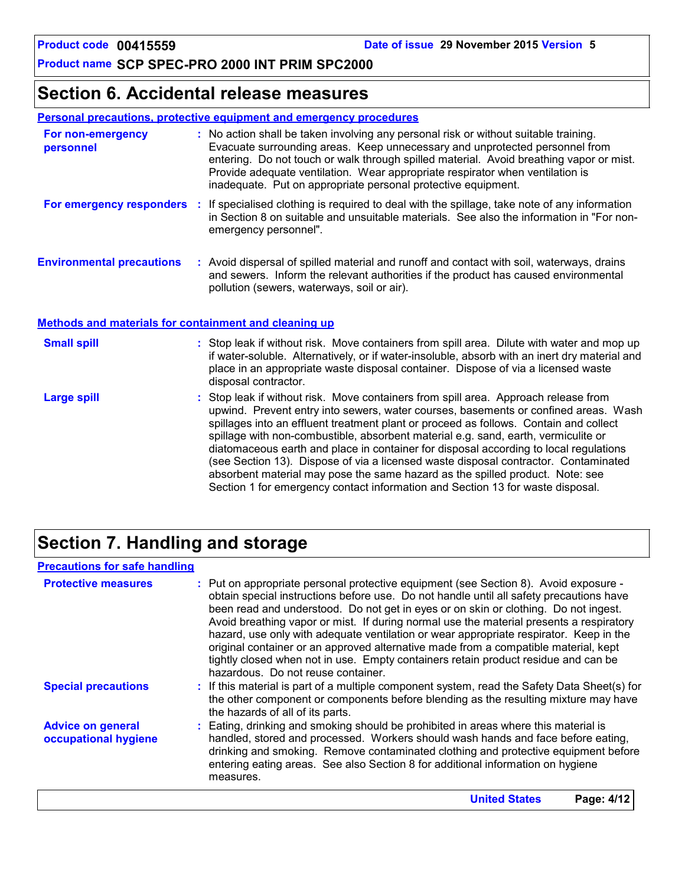## Section 6. Accidental release measures

### Personal precautions, protective equipment and emergency procedures

**For non-emergency personnel** : No action shall be taken involving any personal risk or without suitable training. Evacuate surrounding areas. Keep unnecessary and unprotected personnel from entering. Do not touch or walk through spilled material. Avoid breathing vapor or mist. Provide adequate ventilation. Wear appropriate respirator when ventilation is inadequate. Put on appropriate personal protective equipment.

**For emergency responders** : If specialised clothing is required to deal with the spillage, take note of any information in Section 8 on suitable and unsuitable materials. See also the information in "For non-emergency personnel".

**Environmental precautions** : Avoid dispersal of spilled material and runoff and contact with soil, waterways, drains and sewers. Inform the relevant authorities if the product has caused environmental pollution (sewers, waterways, soil or air).

### Methods and materials for containment and cleaning up

**Small spill** : Stop leak if without risk. Move containers from spill area. Dilute with water and mop up if water-soluble. Alternatively, or if water-insoluble, absorb with an inert dry material and place in an appropriate waste disposal container. Dispose of via a licensed waste disposal contractor.

**Large spill** : Stop leak if without risk. Move containers from spill area. Approach release from upwind. Prevent entry into sewers, water courses, basements or confined areas. Wash spillages into an effluent treatment plant or proceed as follows. Contain and collect spillage with non-combustible, absorbent material e.g. sand, earth, vermiculite or diatomaceous earth and place in container for disposal according to local regulations (see Section 13). Dispose of via a licensed waste disposal contractor. Contaminated absorbent material may pose the same hazard as the spilled product. Note: see Section 1 for emergency contact information and Section 13 for waste disposal.

## Section 7. Handling and storage

### Precautions for safe handling

**Protective measures** : Put on appropriate personal protective equipment (see Section 8). Avoid exposure - obtain special instructions before use. Do not handle until all safety precautions have been read and understood. Do not get in eyes or on skin or clothing. Do not ingest. Avoid breathing vapor or mist. If during normal use the material presents a respiratory hazard, use only with adequate ventilation or wear appropriate respirator. Keep in the original container or an approved alternative made from a compatible material, kept tightly closed when not in use. Empty containers retain product residue and can be hazardous. Do not reuse container.

**Special precautions** : If this material is part of a multiple component system, read the Safety Data Sheet(s) for the other component or components before blending as the resulting mixture may have the hazards of all of its parts.

**Advice on general occupational hygiene** : Eating, drinking and smoking should be prohibited in areas where this material is handled, stored and processed. Workers should wash hands and face before eating, drinking and smoking. Remove contaminated clothing and protective equipment before entering eating areas. See also Section 8 for additional information on hygiene measures.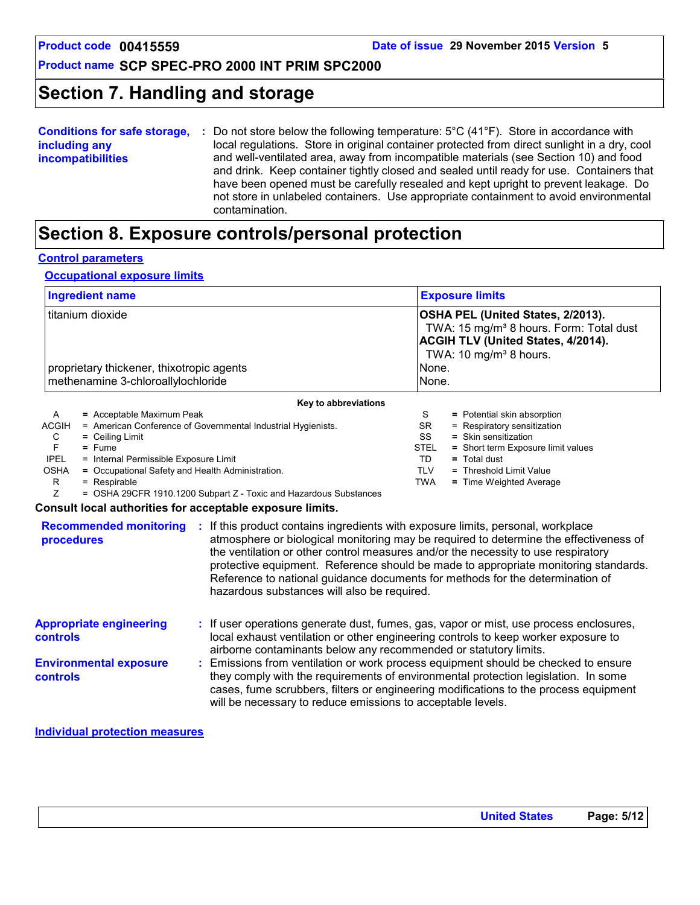# Section 7. Handling and storage

**Conditions for safe storage, including any incompatibilities** : Do not store below the following temperature: 5°C (41°F). Store in accordance with local regulations. Store in original container protected from direct sunlight in a dry, cool and well-ventilated area, away from incompatible materials (see Section 10) and food and drink. Keep container tightly closed and sealed until ready for use. Containers that have been opened must be carefully resealed and kept upright to prevent leakage. Do not store in unlabeled containers. Use appropriate containment to avoid environmental contamination.

# Section 8. Exposure controls/personal protection

## Control parameters

### Occupational exposure limits

| Ingredient name | Exposure limits |
|---|---|
| titanium dioxide | **OSHA PEL (United States, 2/2013).**<br>TWA: 15 mg/m³ 8 hours. Form: Total dust<br>**ACGIH TLV (United States, 4/2014).**<br>TWA: 10 mg/m³ 8 hours. |
| proprietary thickener, thixotropic agents | None. |
| methenamine 3-chloroallylochloride | None. |

**Key to abbreviations**

| | | | |
|---|---|---|---|
| A | = Acceptable Maximum Peak | S | = Potential skin absorption |
| ACGIH | = American Conference of Governmental Industrial Hygienists. | SR | = Respiratory sensitization |
| C | = Ceiling Limit | SS | = Skin sensitization |
| F | = Fume | STEL | = Short term Exposure limit values |
| IPEL | = Internal Permissible Exposure Limit | TD | = Total dust |
| OSHA | = Occupational Safety and Health Administration. | TLV | = Threshold Limit Value |
| R | = Respirable | TWA | = Time Weighted Average |
| Z | = OSHA 29CFR 1910.1200 Subpart Z - Toxic and Hazardous Substances | | |

**Consult local authorities for acceptable exposure limits.**

**Recommended monitoring procedures** : If this product contains ingredients with exposure limits, personal, workplace atmosphere or biological monitoring may be required to determine the effectiveness of the ventilation or other control measures and/or the necessity to use respiratory protective equipment. Reference should be made to appropriate monitoring standards. Reference to national guidance documents for methods for the determination of hazardous substances will also be required.

**Appropriate engineering controls** : If user operations generate dust, fumes, gas, vapor or mist, use process enclosures, local exhaust ventilation or other engineering controls to keep worker exposure to airborne contaminants below any recommended or statutory limits.

**Environmental exposure controls** : Emissions from ventilation or work process equipment should be checked to ensure they comply with the requirements of environmental protection legislation. In some cases, fume scrubbers, filters or engineering modifications to the process equipment will be necessary to reduce emissions to acceptable levels.

## Individual protection measures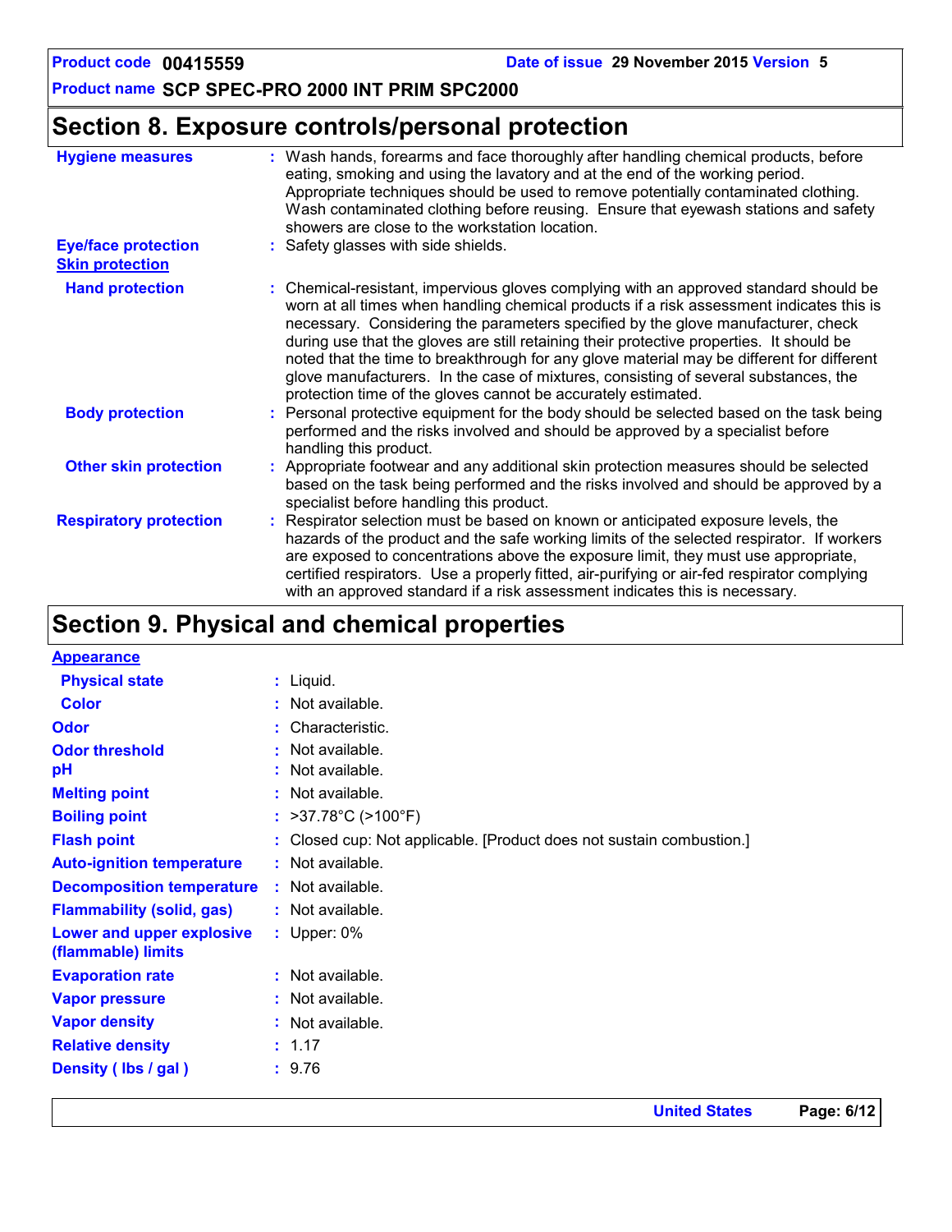## Section 8. Exposure controls/personal protection

| | |
|---|---|
| **Hygiene measures** | : Wash hands, forearms and face thoroughly after handling chemical products, before eating, smoking and using the lavatory and at the end of the working period. Appropriate techniques should be used to remove potentially contaminated clothing. Wash contaminated clothing before reusing. Ensure that eyewash stations and safety showers are close to the workstation location. |
| **Eye/face protection** | : Safety glasses with side shields. |
| **Skin protection** | |
| **Hand protection** | : Chemical-resistant, impervious gloves complying with an approved standard should be worn at all times when handling chemical products if a risk assessment indicates this is necessary. Considering the parameters specified by the glove manufacturer, check during use that the gloves are still retaining their protective properties. It should be noted that the time to breakthrough for any glove material may be different for different glove manufacturers. In the case of mixtures, consisting of several substances, the protection time of the gloves cannot be accurately estimated. |
| **Body protection** | : Personal protective equipment for the body should be selected based on the task being performed and the risks involved and should be approved by a specialist before handling this product. |
| **Other skin protection** | : Appropriate footwear and any additional skin protection measures should be selected based on the task being performed and the risks involved and should be approved by a specialist before handling this product. |
| **Respiratory protection** | : Respirator selection must be based on known or anticipated exposure levels, the hazards of the product and the safe working limits of the selected respirator. If workers are exposed to concentrations above the exposure limit, they must use appropriate, certified respirators. Use a properly fitted, air-purifying or air-fed respirator complying with an approved standard if a risk assessment indicates this is necessary. |

## Section 9. Physical and chemical properties

| | |
|---|---|
| **Appearance** | |
| **Physical state** | : Liquid. |
| **Color** | : Not available. |
| **Odor** | : Characteristic. |
| **Odor threshold** | : Not available. |
| **pH** | : Not available. |
| **Melting point** | : Not available. |
| **Boiling point** | : >37.78°C (>100°F) |
| **Flash point** | : Closed cup: Not applicable. [Product does not sustain combustion.] |
| **Auto-ignition temperature** | : Not available. |
| **Decomposition temperature** | : Not available. |
| **Flammability (solid, gas)** | : Not available. |
| **Lower and upper explosive (flammable) limits** | : Upper: 0% |
| **Evaporation rate** | : Not available. |
| **Vapor pressure** | : Not available. |
| **Vapor density** | : Not available. |
| **Relative density** | : 1.17 |
| **Density ( lbs / gal )** | : 9.76 |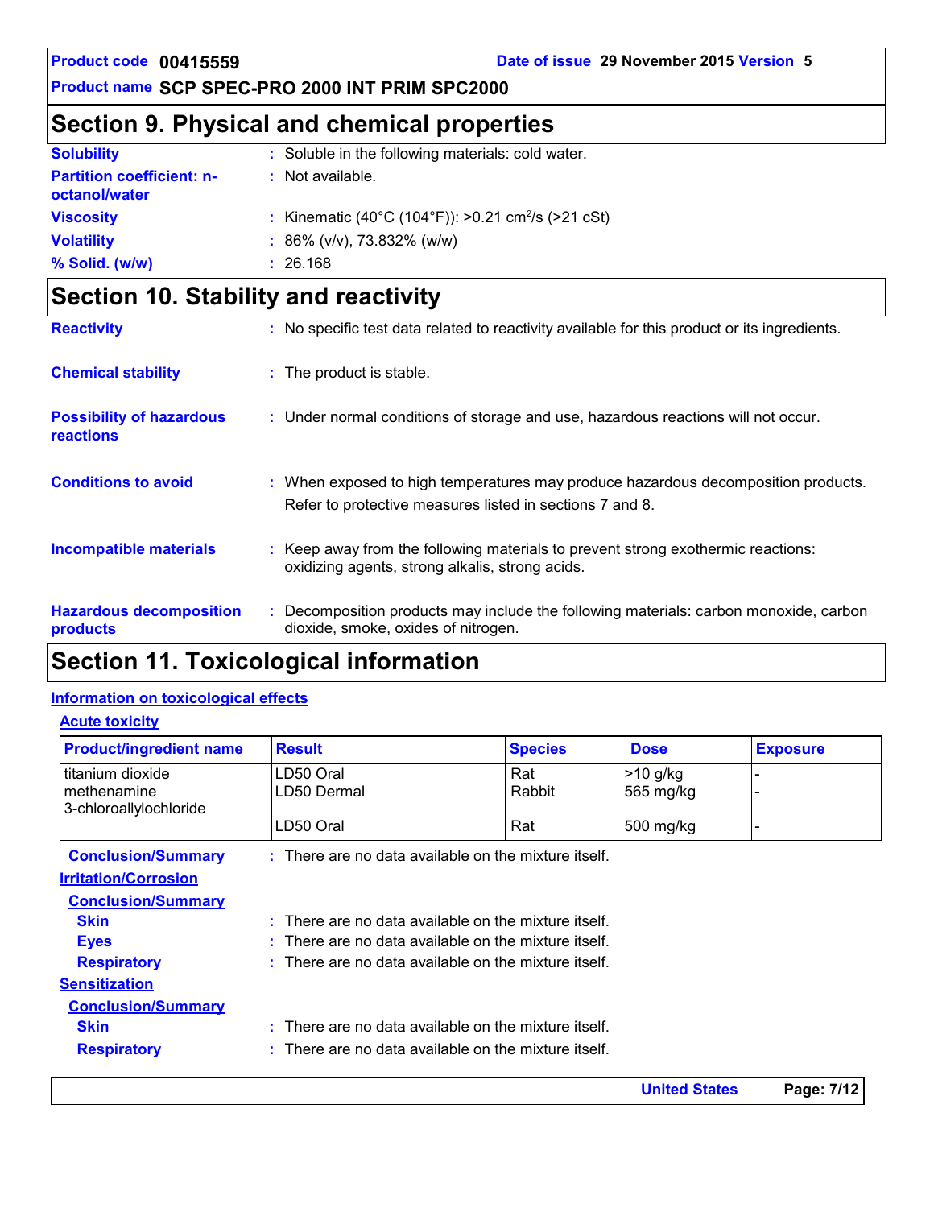## Section 9. Physical and chemical properties

| | |
|---|---|
| **Solubility** | : Soluble in the following materials: cold water. |
| **Partition coefficient: n-octanol/water** | : Not available. |
| **Viscosity** | : Kinematic (40°C (104°F)): >0.21 $cm^2/s$ (>21 cSt) |
| **Volatility** | : 86% (v/v), 73.832% (w/w) |
| **% Solid. (w/w)** | : 26.168 |

## Section 10. Stability and reactivity

| | |
|---|---|
| **Reactivity** | : No specific test data related to reactivity available for this product or its ingredients. |
| **Chemical stability** | : The product is stable. |
| **Possibility of hazardous reactions** | : Under normal conditions of storage and use, hazardous reactions will not occur. |
| **Conditions to avoid** | : When exposed to high temperatures may produce hazardous decomposition products. Refer to protective measures listed in sections 7 and 8. |
| **Incompatible materials** | : Keep away from the following materials to prevent strong exothermic reactions: oxidizing agents, strong alkalis, strong acids. |
| **Hazardous decomposition products** | : Decomposition products may include the following materials: carbon monoxide, carbon dioxide, smoke, oxides of nitrogen. |

## Section 11. Toxicological information

### Information on toxicological effects

#### Acute toxicity

| Product/ingredient name | Result | Species | Dose | Exposure |
|---|---|---|---|---|
| titanium dioxide | LD50 Oral | Rat | >10 g/kg | - |
| methenamine 3-chloroallylochloride | LD50 Dermal | Rabbit | 565 mg/kg | - |
| | LD50 Oral | Rat | 500 mg/kg | - |

**Conclusion/Summary** : There are no data available on the mixture itself.

#### Irritation/Corrosion

**Conclusion/Summary**

- **Skin** : There are no data available on the mixture itself.
- **Eyes** : There are no data available on the mixture itself.
- **Respiratory** : There are no data available on the mixture itself.

#### Sensitization

**Conclusion/Summary**

- **Skin** : There are no data available on the mixture itself.
- **Respiratory** : There are no data available on the mixture itself.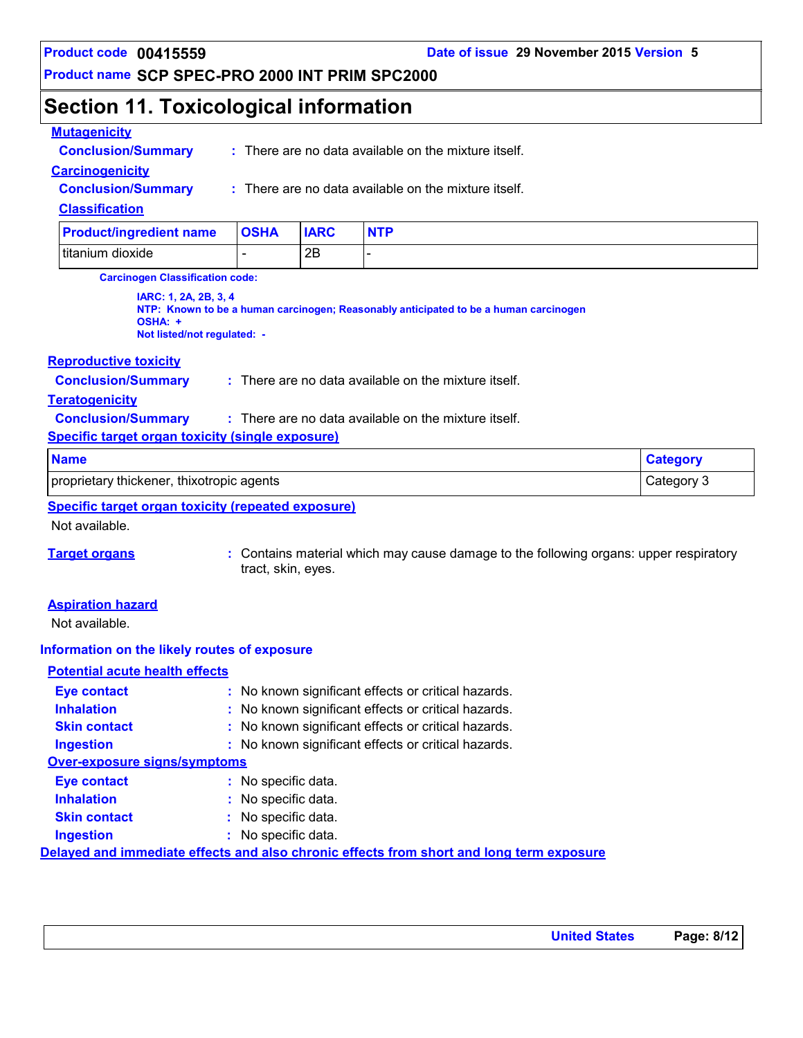## Section 11. Toxicological information

**Mutagenicity**

**Conclusion/Summary** : There are no data available on the mixture itself.

**Carcinogenicity**

**Conclusion/Summary** : There are no data available on the mixture itself.

**Classification**

| Product/ingredient name | OSHA | IARC | NTP |
|---|---|---|---|
| titanium dioxide | - | 2B | - |

**Carcinogen Classification code:**

**IARC: 1, 2A, 2B, 3, 4**
**NTP: Known to be a human carcinogen; Reasonably anticipated to be a human carcinogen**
**OSHA: +**
**Not listed/not regulated: -**

**Reproductive toxicity**

**Conclusion/Summary** : There are no data available on the mixture itself.

**Teratogenicity**

**Conclusion/Summary** : There are no data available on the mixture itself.

**Specific target organ toxicity (single exposure)**

| Name | Category |
|---|---|
| proprietary thickener, thixotropic agents | Category 3 |

**Specific target organ toxicity (repeated exposure)**

Not available.

**Target organs** : Contains material which may cause damage to the following organs: upper respiratory tract, skin, eyes.

**Aspiration hazard**

Not available.

**Information on the likely routes of exposure**

**Potential acute health effects**

**Eye contact** : No known significant effects or critical hazards.
**Inhalation** : No known significant effects or critical hazards.
**Skin contact** : No known significant effects or critical hazards.
**Ingestion** : No known significant effects or critical hazards.

**Over-exposure signs/symptoms**

**Eye contact** : No specific data.
**Inhalation** : No specific data.
**Skin contact** : No specific data.
**Ingestion** : No specific data.

**Delayed and immediate effects and also chronic effects from short and long term exposure**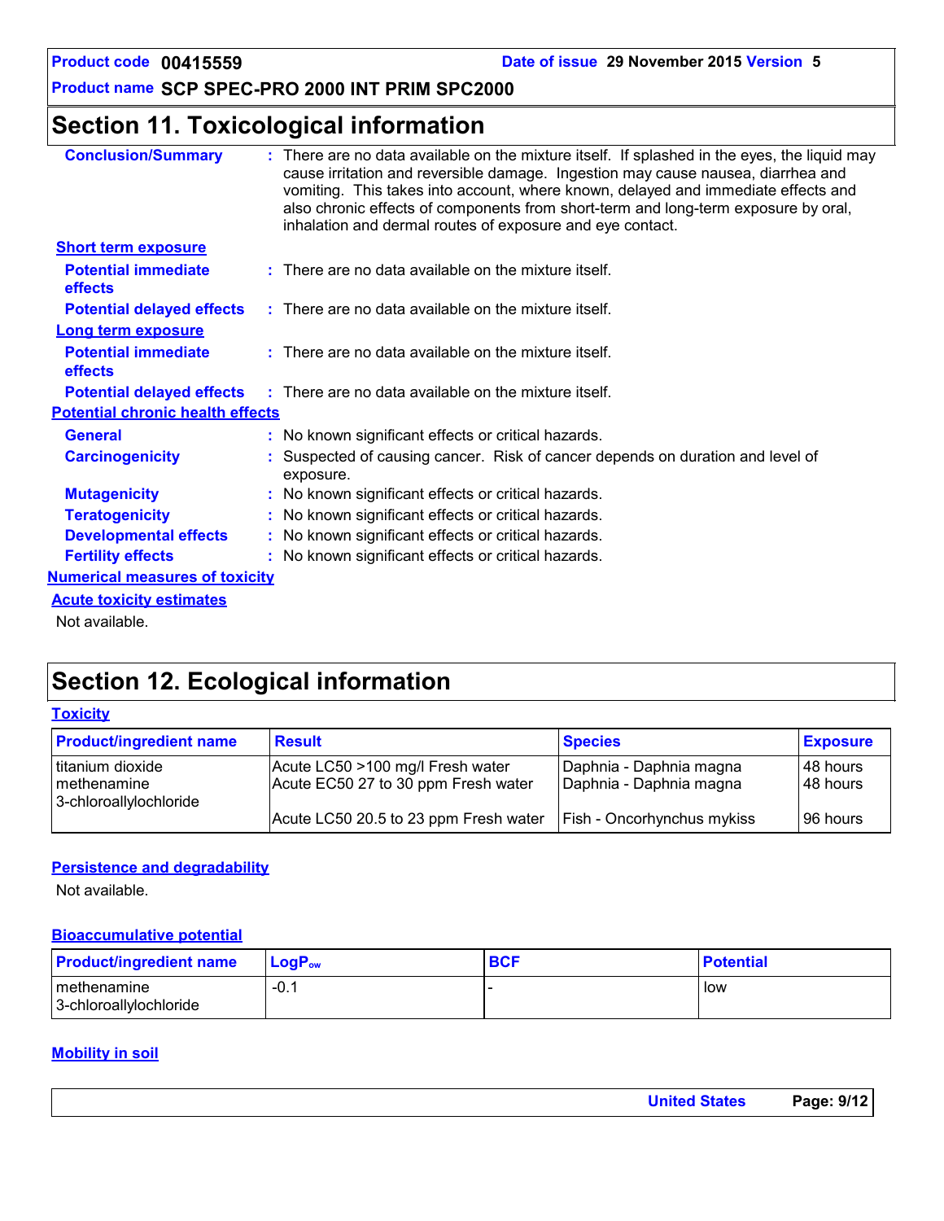# Section 11. Toxicological information

**Conclusion/Summary** : There are no data available on the mixture itself. If splashed in the eyes, the liquid may cause irritation and reversible damage. Ingestion may cause nausea, diarrhea and vomiting. This takes into account, where known, delayed and immediate effects and also chronic effects of components from short-term and long-term exposure by oral, inhalation and dermal routes of exposure and eye contact.

**Short term exposure**

**Potential immediate effects** : There are no data available on the mixture itself.

**Potential delayed effects** : There are no data available on the mixture itself.

**Long term exposure**

**Potential immediate effects** : There are no data available on the mixture itself.

**Potential delayed effects** : There are no data available on the mixture itself.

**Potential chronic health effects**

**General** : No known significant effects or critical hazards.

**Carcinogenicity** : Suspected of causing cancer. Risk of cancer depends on duration and level of exposure.

**Mutagenicity** : No known significant effects or critical hazards.

**Teratogenicity** : No known significant effects or critical hazards.

**Developmental effects** : No known significant effects or critical hazards.

**Fertility effects** : No known significant effects or critical hazards.

**Numerical measures of toxicity**

**Acute toxicity estimates**

Not available.

# Section 12. Ecological information

**Toxicity**

| Product/ingredient name | Result | Species | Exposure |
|---|---|---|---|
| titanium dioxide | Acute LC50 >100 mg/l Fresh water | Daphnia - Daphnia magna | 48 hours |
| methenamine 3-chloroallylochloride | Acute EC50 27 to 30 ppm Fresh water | Daphnia - Daphnia magna | 48 hours |
| | Acute LC50 20.5 to 23 ppm Fresh water | Fish - Oncorhynchus mykiss | 96 hours |

**Persistence and degradability**

Not available.

**Bioaccumulative potential**

| Product/ingredient name | $LogP_{ow}$ | BCF | Potential |
|---|---|---|---|
| methenamine 3-chloroallylochloride | -0.1 | - | low |

**Mobility in soil**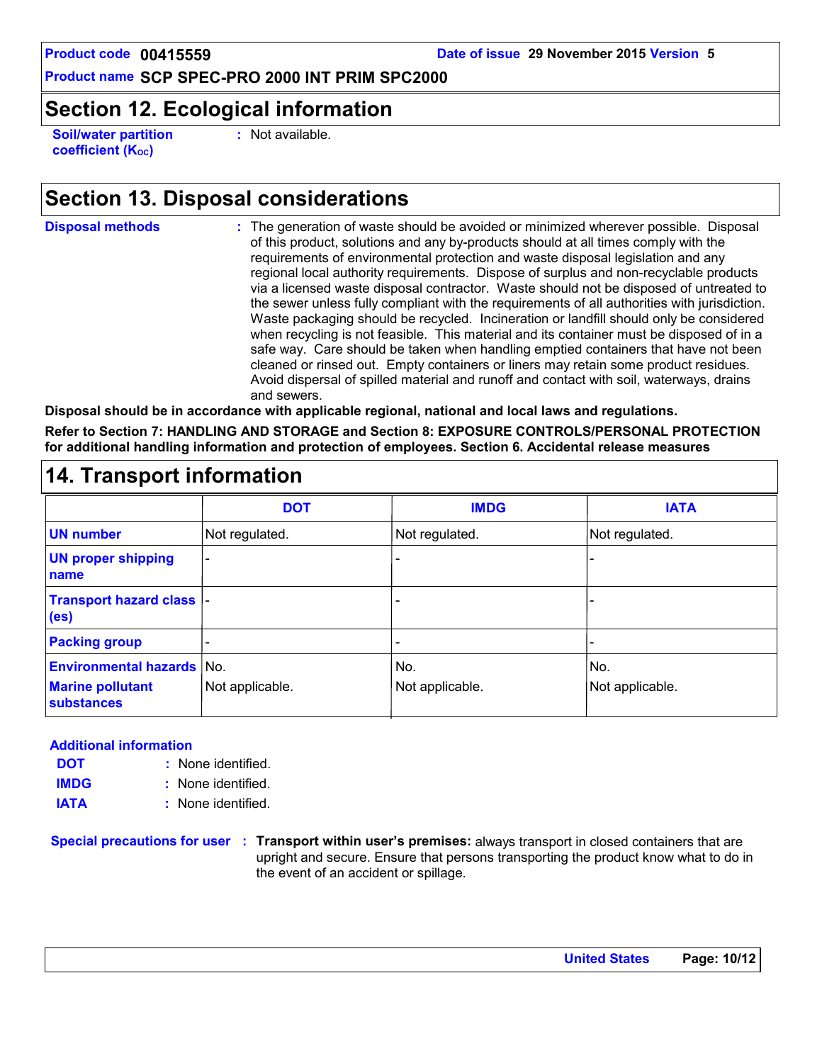## Section 12. Ecological information

**Soil/water partition coefficient ($K_{OC}$)** : Not available.

## Section 13. Disposal considerations

**Disposal methods** : The generation of waste should be avoided or minimized wherever possible. Disposal of this product, solutions and any by-products should at all times comply with the requirements of environmental protection and waste disposal legislation and any regional local authority requirements. Dispose of surplus and non-recyclable products via a licensed waste disposal contractor. Waste should not be disposed of untreated to the sewer unless fully compliant with the requirements of all authorities with jurisdiction. Waste packaging should be recycled. Incineration or landfill should only be considered when recycling is not feasible. This material and its container must be disposed of in a safe way. Care should be taken when handling emptied containers that have not been cleaned or rinsed out. Empty containers or liners may retain some product residues. Avoid dispersal of spilled material and runoff and contact with soil, waterways, drains and sewers.

**Disposal should be in accordance with applicable regional, national and local laws and regulations.**

**Refer to Section 7: HANDLING AND STORAGE and Section 8: EXPOSURE CONTROLS/PERSONAL PROTECTION for additional handling information and protection of employees. Section 6. Accidental release measures**

## 14. Transport information

| | DOT | IMDG | IATA |
|---|---|---|---|
| UN number | Not regulated. | Not regulated. | Not regulated. |
| UN proper shipping name | - | - | - |
| Transport hazard class (es) | - | - | - |
| Packing group | - | - | - |
| Environmental hazards | No. | No. | No. |
| Marine pollutant substances | Not applicable. | Not applicable. | Not applicable. |

**Additional information**

**DOT** : None identified.

**IMDG** : None identified.

**IATA** : None identified.

**Special precautions for user** : **Transport within user's premises:** always transport in closed containers that are upright and secure. Ensure that persons transporting the product know what to do in the event of an accident or spillage.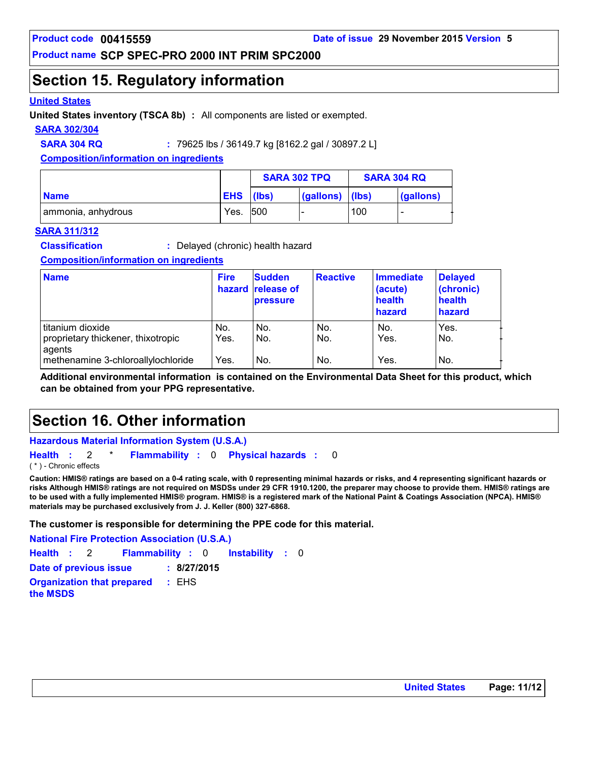## Section 15. Regulatory information

**United States**

**United States inventory (TSCA 8b)** : All components are listed or exempted.

**SARA 302/304**

**SARA 304 RQ** : 79625 lbs / 36149.7 kg [8162.2 gal / 30897.2 L]

**Composition/information on ingredients**

| Name | EHS | SARA 302 TPQ | | SARA 304 RQ | |
|---|---|---|---|---|---|
| | | (lbs) | (gallons) | (lbs) | (gallons) |
| ammonia, anhydrous | Yes. | 500 | - | 100 | - |

**SARA 311/312**

**Classification** : Delayed (chronic) health hazard

**Composition/information on ingredients**

| Name | Fire hazard | Sudden release of pressure | Reactive | Immediate (acute) health hazard | Delayed (chronic) health hazard |
|---|---|---|---|---|---|
| titanium dioxide | No. | No. | No. | No. | Yes. |
| proprietary thickener, thixotropic agents | Yes. | No. | No. | Yes. | No. |
| methenamine 3-chloroallylochloride | Yes. | No. | No. | Yes. | No. |

**Additional environmental information is contained on the Environmental Data Sheet for this product, which can be obtained from your PPG representative.**

## Section 16. Other information

**Hazardous Material Information System (U.S.A.)**

**Health** : 2 * **Flammability** : 0 **Physical hazards** : 0

( * ) - Chronic effects

**Caution: HMIS® ratings are based on a 0-4 rating scale, with 0 representing minimal hazards or risks, and 4 representing significant hazards or risks Although HMIS® ratings are not required on MSDSs under 29 CFR 1910.1200, the preparer may choose to provide them. HMIS® ratings are to be used with a fully implemented HMIS® program. HMIS® is a registered mark of the National Paint & Coatings Association (NPCA). HMIS® materials may be purchased exclusively from J. J. Keller (800) 327-6868.**

**The customer is responsible for determining the PPE code for this material.**

**National Fire Protection Association (U.S.A.)**

**Health** : 2 **Flammability** : 0 **Instability** : 0

**Date of previous issue** : **8/27/2015**

**Organization that prepared the MSDS** : EHS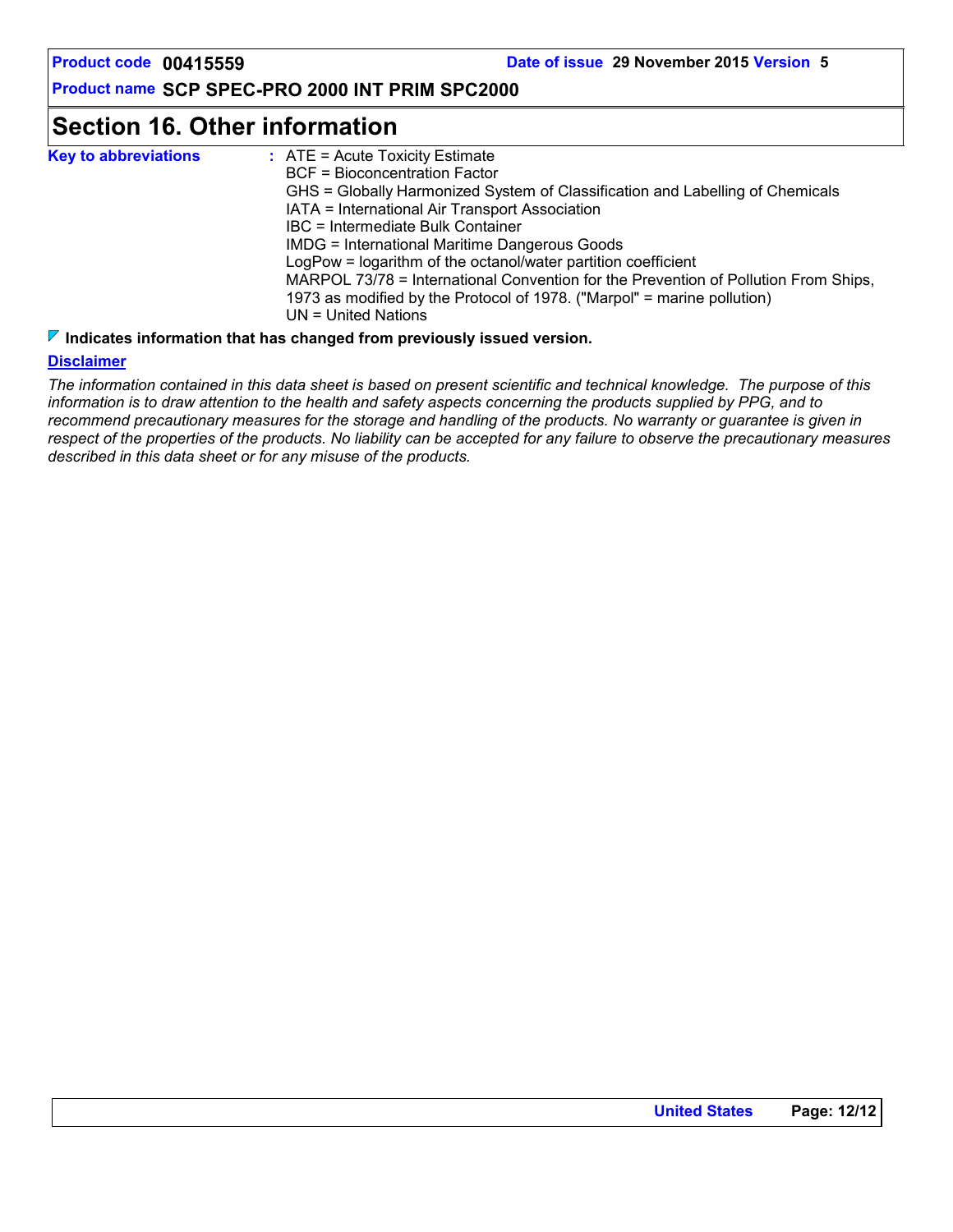## Section 16. Other information

**Key to abbreviations** : ATE = Acute Toxicity Estimate
BCF = Bioconcentration Factor
GHS = Globally Harmonized System of Classification and Labelling of Chemicals
IATA = International Air Transport Association
IBC = Intermediate Bulk Container
IMDG = International Maritime Dangerous Goods
LogPow = logarithm of the octanol/water partition coefficient
MARPOL 73/78 = International Convention for the Prevention of Pollution From Ships, 1973 as modified by the Protocol of 1978. ("Marpol" = marine pollution)
UN = United Nations

**Indicates information that has changed from previously issued version.**

**Disclaimer**

*The information contained in this data sheet is based on present scientific and technical knowledge. The purpose of this information is to draw attention to the health and safety aspects concerning the products supplied by PPG, and to recommend precautionary measures for the storage and handling of the products. No warranty or guarantee is given in respect of the properties of the products. No liability can be accepted for any failure to observe the precautionary measures described in this data sheet or for any misuse of the products.*